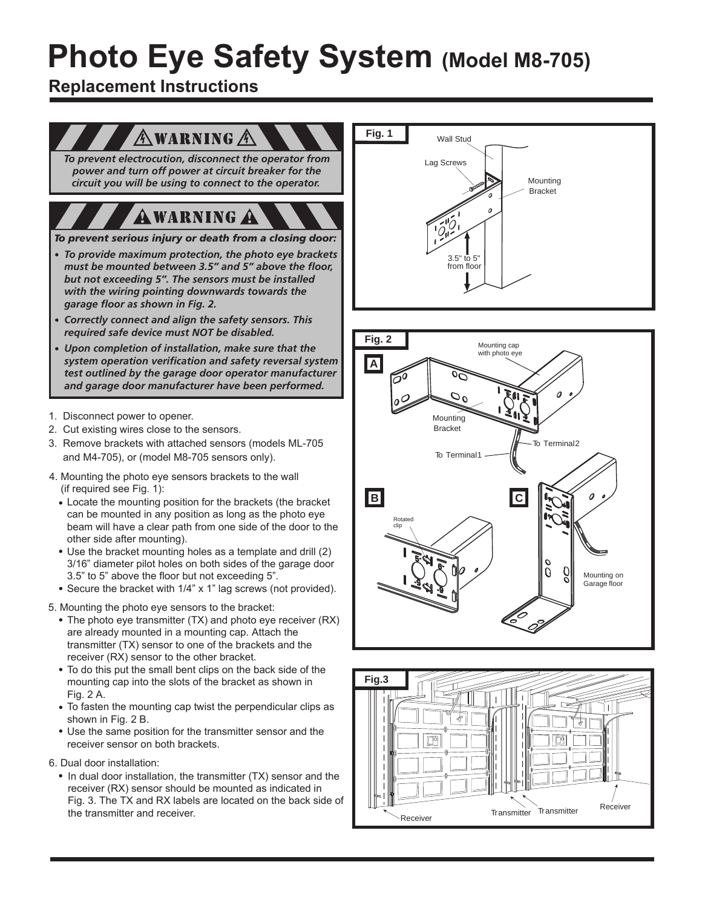# Photo Eye Safety System (Model M8-705)

## Replacement Instructions

### ⚠ WARNING ⚠

***To prevent electrocution, disconnect the operator from power and turn off power at circuit breaker for the circuit you will be using to connect to the operator.***

### ⚠ WARNING ⚠

***To prevent serious injury or death from a closing door:***

- ***To provide maximum protection, the photo eye brackets must be mounted between 3.5" and 5" above the floor, but not exceeding 5". The sensors must be installed with the wiring pointing downwards towards the garage floor as shown in Fig. 2.***
- ***Correctly connect and align the safety sensors. This required safe device must NOT be disabled.***
- ***Upon completion of installation, make sure that the system operation verification and safety reversal system test outlined by the garage door operator manufacturer and garage door manufacturer have been performed.***

1. Disconnect power to opener.
2. Cut existing wires close to the sensors.
3. Remove brackets with attached sensors (models ML-705 and M4-705), or (model M8-705 sensors only).
4. Mounting the photo eye sensors brackets to the wall (if required see Fig. 1):
   - Locate the mounting position for the brackets (the bracket can be mounted in any position as long as the photo eye beam will have a clear path from one side of the door to the other side after mounting).
   - Use the bracket mounting holes as a template and drill (2) 3/16" diameter pilot holes on both sides of the garage door 3.5" to 5" above the floor but not exceeding 5".
   - Secure the bracket with 1/4" x 1" lag screws (not provided).
5. Mounting the photo eye sensors to the bracket:
   - The photo eye transmitter (TX) and photo eye receiver (RX) are already mounted in a mounting cap. Attach the transmitter (TX) sensor to one of the brackets and the receiver (RX) sensor to the other bracket.
   - To do this put the small bent clips on the back side of the mounting cap into the slots of the bracket as shown in Fig. 2 A.
   - To fasten the mounting cap twist the perpendicular clips as shown in Fig. 2 B.
   - Use the same position for the transmitter sensor and the receiver sensor on both brackets.
6. Dual door installation:
   - In dual door installation, the transmitter (TX) sensor and the receiver (RX) sensor should be mounted as indicated in Fig. 3. The TX and RX labels are located on the back side of the transmitter and receiver.

**Fig. 1**

Wall Stud, Lag Screws, Mounting Bracket, 3.5" to 5" from floor

**Fig. 2**

A: Mounting cap with photo eye, Mounting Bracket, To Terminal 1, To Terminal 2

B: Rotated clip

C: Mounting on Garage floor

**Fig.3**

Receiver, Transmitter, Transmitter, Receiver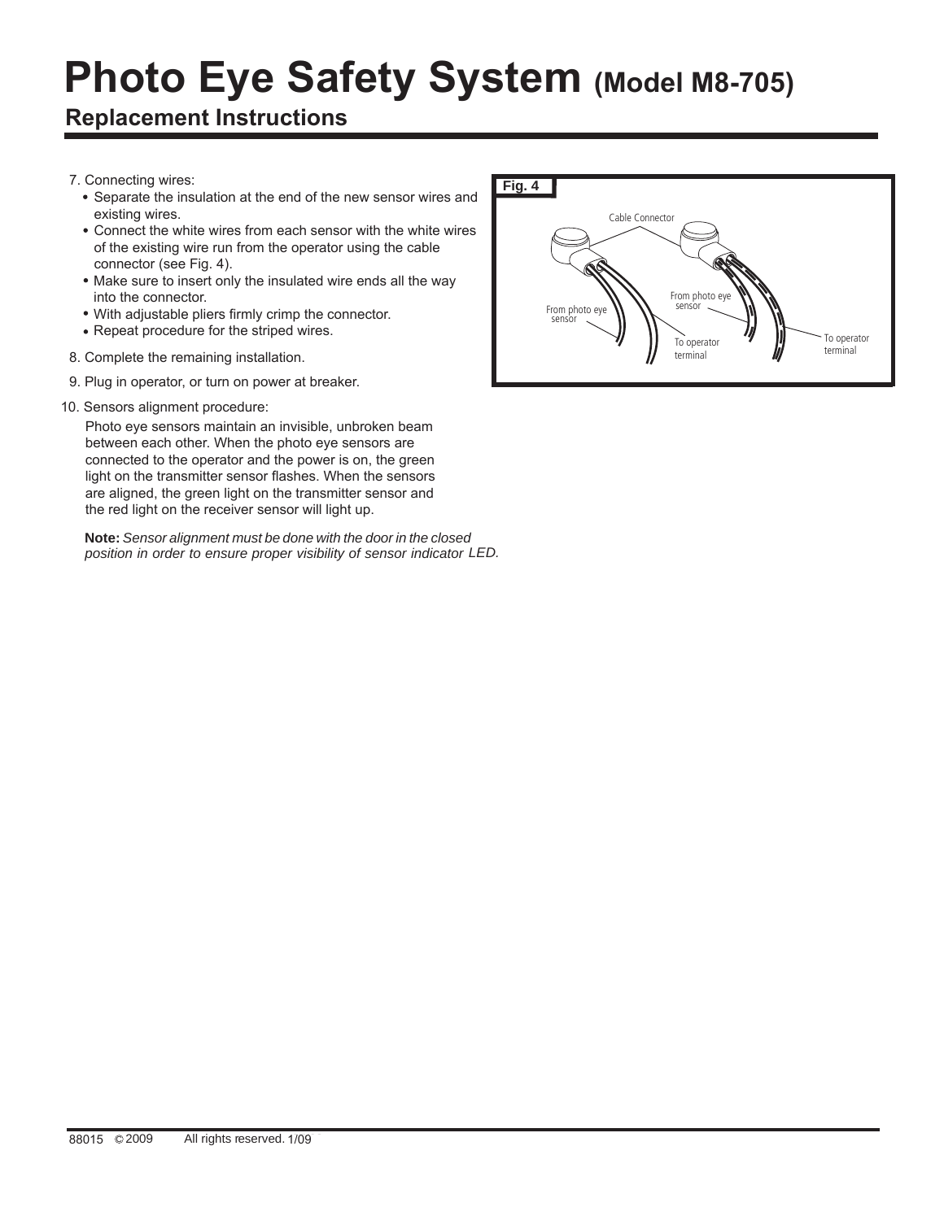# Photo Eye Safety System (Model M8-705)

## Replacement Instructions

7. Connecting wires:
   - Separate the insulation at the end of the new sensor wires and existing wires.
   - Connect the white wires from each sensor with the white wires of the existing wire run from the operator using the cable connector (see Fig. 4).
   - Make sure to insert only the insulated wire ends all the way into the connector.
   - With adjustable pliers firmly crimp the connector.
   - Repeat procedure for the striped wires.
8. Complete the remaining installation.
9. Plug in operator, or turn on power at breaker.
10. Sensors alignment procedure:

    Photo eye sensors maintain an invisible, unbroken beam between each other. When the photo eye sensors are connected to the operator and the power is on, the green light on the transmitter sensor flashes. When the sensors are aligned, the green light on the transmitter sensor and the red light on the receiver sensor will light up.

    **Note:** *Sensor alignment must be done with the door in the closed position in order to ensure proper visibility of sensor indicator LED.*

**Fig. 4**

Cable Connector

From photo eye sensor

To operator terminal

From photo eye sensor

To operator terminal

88015 © 2009 All rights reserved. 1/09